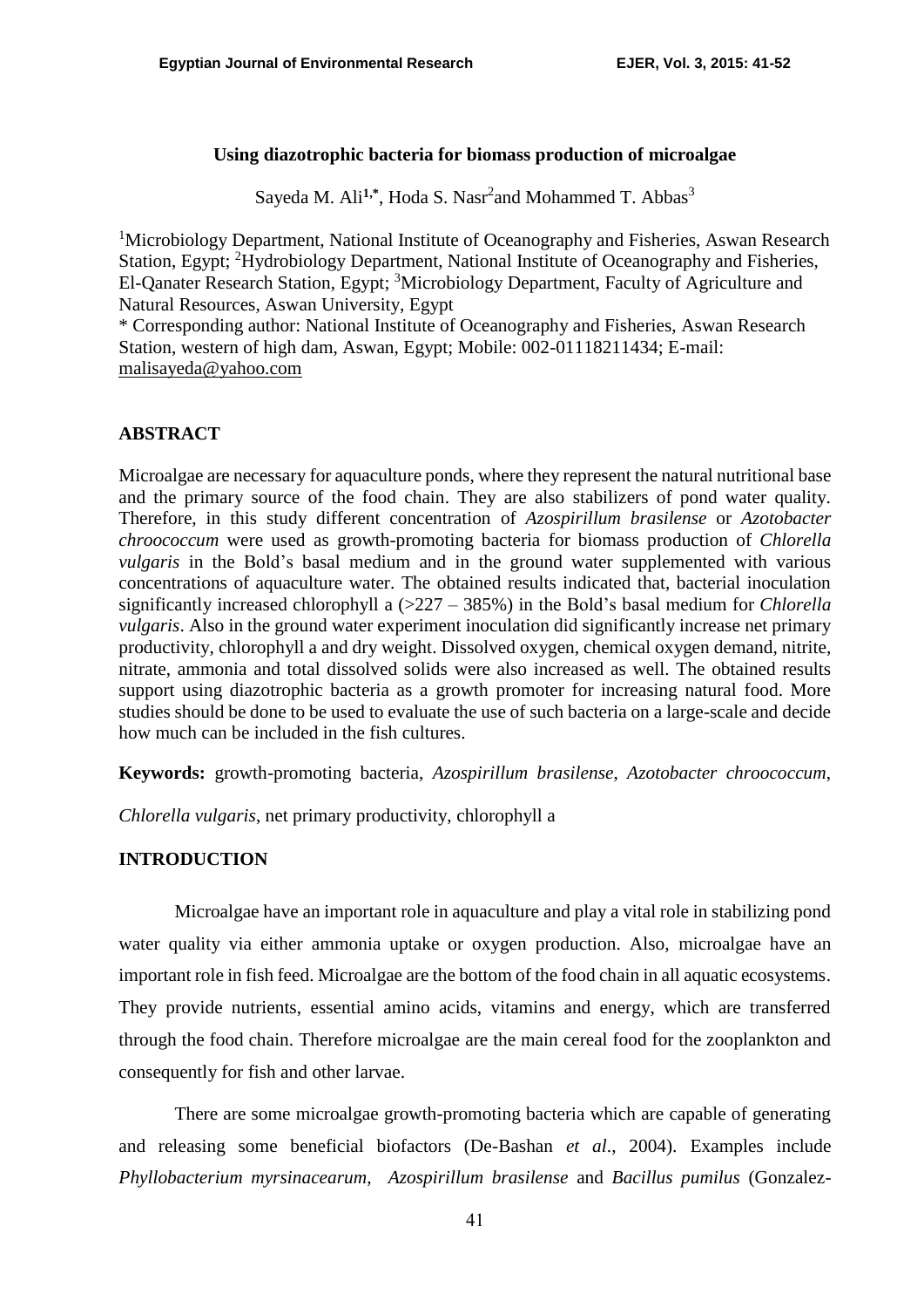# Using diazotrophic bacteria for biomass production of microalgae

Sayeda M. Ali[1,*], Hoda S. Nasr[2] and Mohammed T. Abbas[3]

[1]Microbiology Department, National Institute of Oceanography and Fisheries, Aswan Research Station, Egypt; [2]Hydrobiology Department, National Institute of Oceanography and Fisheries, El-Qanater Research Station, Egypt; [3]Microbiology Department, Faculty of Agriculture and Natural Resources, Aswan University, Egypt

* Corresponding author: National Institute of Oceanography and Fisheries, Aswan Research Station, western of high dam, Aswan, Egypt; Mobile: 002-01118211434; E-mail: malisayeda@yahoo.com

## ABSTRACT

Microalgae are necessary for aquaculture ponds, where they represent the natural nutritional base and the primary source of the food chain. They are also stabilizers of pond water quality. Therefore, in this study different concentration of *Azospirillum brasilense* or *Azotobacter chroococcum* were used as growth-promoting bacteria for biomass production of *Chlorella vulgaris* in the Bold's basal medium and in the ground water supplemented with various concentrations of aquaculture water. The obtained results indicated that, bacterial inoculation significantly increased chlorophyll a (>227 – 385%) in the Bold's basal medium for *Chlorella vulgaris*. Also in the ground water experiment inoculation did significantly increase net primary productivity, chlorophyll a and dry weight. Dissolved oxygen, chemical oxygen demand, nitrite, nitrate, ammonia and total dissolved solids were also increased as well. The obtained results support using diazotrophic bacteria as a growth promoter for increasing natural food. More studies should be done to be used to evaluate the use of such bacteria on a large-scale and decide how much can be included in the fish cultures.

**Keywords:** growth-promoting bacteria, *Azospirillum brasilense*, *Azotobacter chroococcum*, *Chlorella vulgaris*, net primary productivity, chlorophyll a

## INTRODUCTION

Microalgae have an important role in aquaculture and play a vital role in stabilizing pond water quality via either ammonia uptake or oxygen production. Also, microalgae have an important role in fish feed. Microalgae are the bottom of the food chain in all aquatic ecosystems. They provide nutrients, essential amino acids, vitamins and energy, which are transferred through the food chain. Therefore microalgae are the main cereal food for the zooplankton and consequently for fish and other larvae.

There are some microalgae growth-promoting bacteria which are capable of generating and releasing some beneficial biofactors (De-Bashan *et al*., 2004). Examples include *Phyllobacterium myrsinacearum*, *Azospirillum brasilense* and *Bacillus pumilus* (Gonzalez-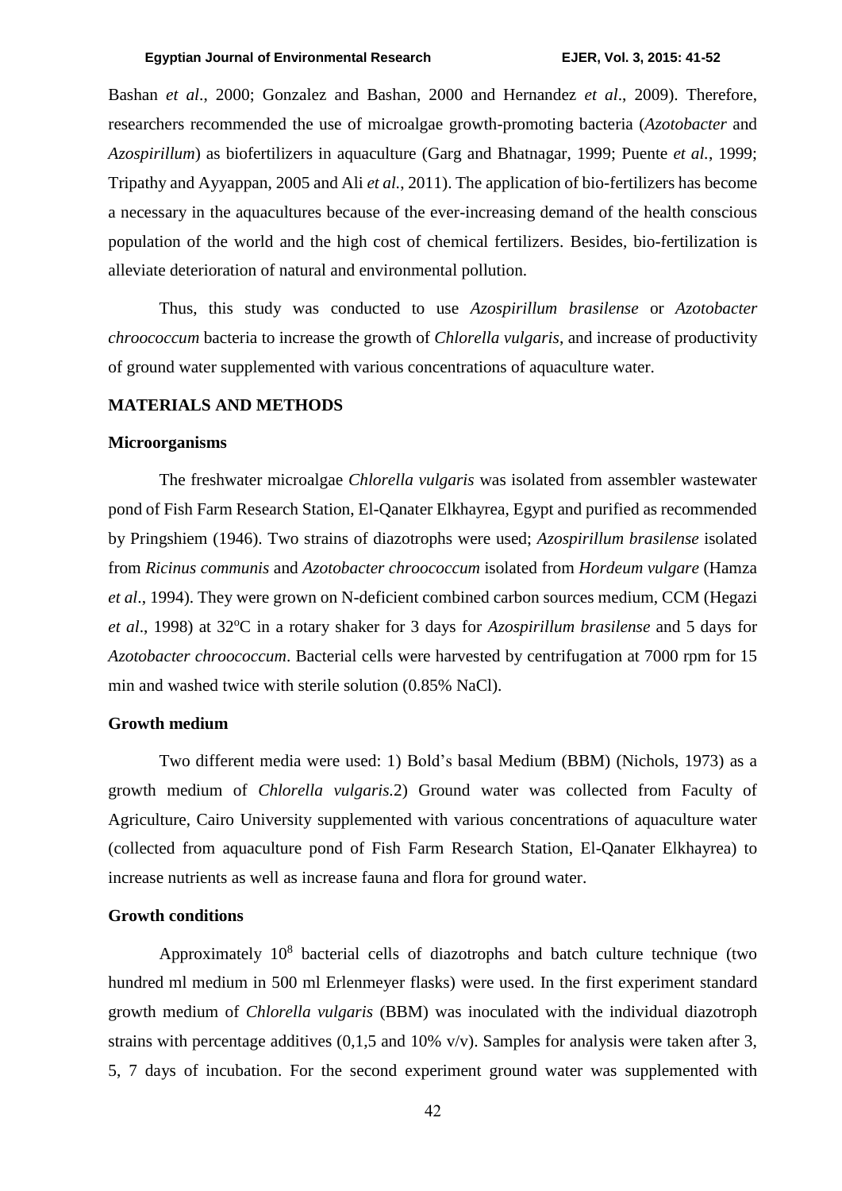Bashan *et al*., 2000; Gonzalez and Bashan, 2000 and Hernandez *et al*., 2009). Therefore, researchers recommended the use of microalgae growth-promoting bacteria (*Azotobacter* and *Azospirillum*) as biofertilizers in aquaculture (Garg and Bhatnagar, 1999; Puente *et al.*, 1999; Tripathy and Ayyappan, 2005 and Ali *et al.*, 2011). The application of bio-fertilizers has become a necessary in the aquacultures because of the ever-increasing demand of the health conscious population of the world and the high cost of chemical fertilizers. Besides, bio-fertilization is alleviate deterioration of natural and environmental pollution.

Thus, this study was conducted to use *Azospirillum brasilense* or *Azotobacter chroococcum* bacteria to increase the growth of *Chlorella vulgaris*, and increase of productivity of ground water supplemented with various concentrations of aquaculture water.

## MATERIALS AND METHODS

### Microorganisms

The freshwater microalgae *Chlorella vulgaris* was isolated from assembler wastewater pond of Fish Farm Research Station, El-Qanater Elkhayrea, Egypt and purified as recommended by Pringshiem (1946). Two strains of diazotrophs were used; *Azospirillum brasilense* isolated from *Ricinus communis* and *Azotobacter chroococcum* isolated from *Hordeum vulgare* (Hamza *et al*., 1994). They were grown on N-deficient combined carbon sources medium, CCM (Hegazi *et al*., 1998) at 32°C in a rotary shaker for 3 days for *Azospirillum brasilense* and 5 days for *Azotobacter chroococcum*. Bacterial cells were harvested by centrifugation at 7000 rpm for 15 min and washed twice with sterile solution (0.85% NaCl).

### Growth medium

Two different media were used: 1) Bold's basal Medium (BBM) (Nichols, 1973) as a growth medium of *Chlorella vulgaris*.2) Ground water was collected from Faculty of Agriculture, Cairo University supplemented with various concentrations of aquaculture water (collected from aquaculture pond of Fish Farm Research Station, El-Qanater Elkhayrea) to increase nutrients as well as increase fauna and flora for ground water.

### Growth conditions

Approximately $10^8$ bacterial cells of diazotrophs and batch culture technique (two hundred ml medium in 500 ml Erlenmeyer flasks) were used. In the first experiment standard growth medium of *Chlorella vulgaris* (BBM) was inoculated with the individual diazotroph strains with percentage additives (0,1,5 and 10% v/v). Samples for analysis were taken after 3, 5, 7 days of incubation. For the second experiment ground water was supplemented with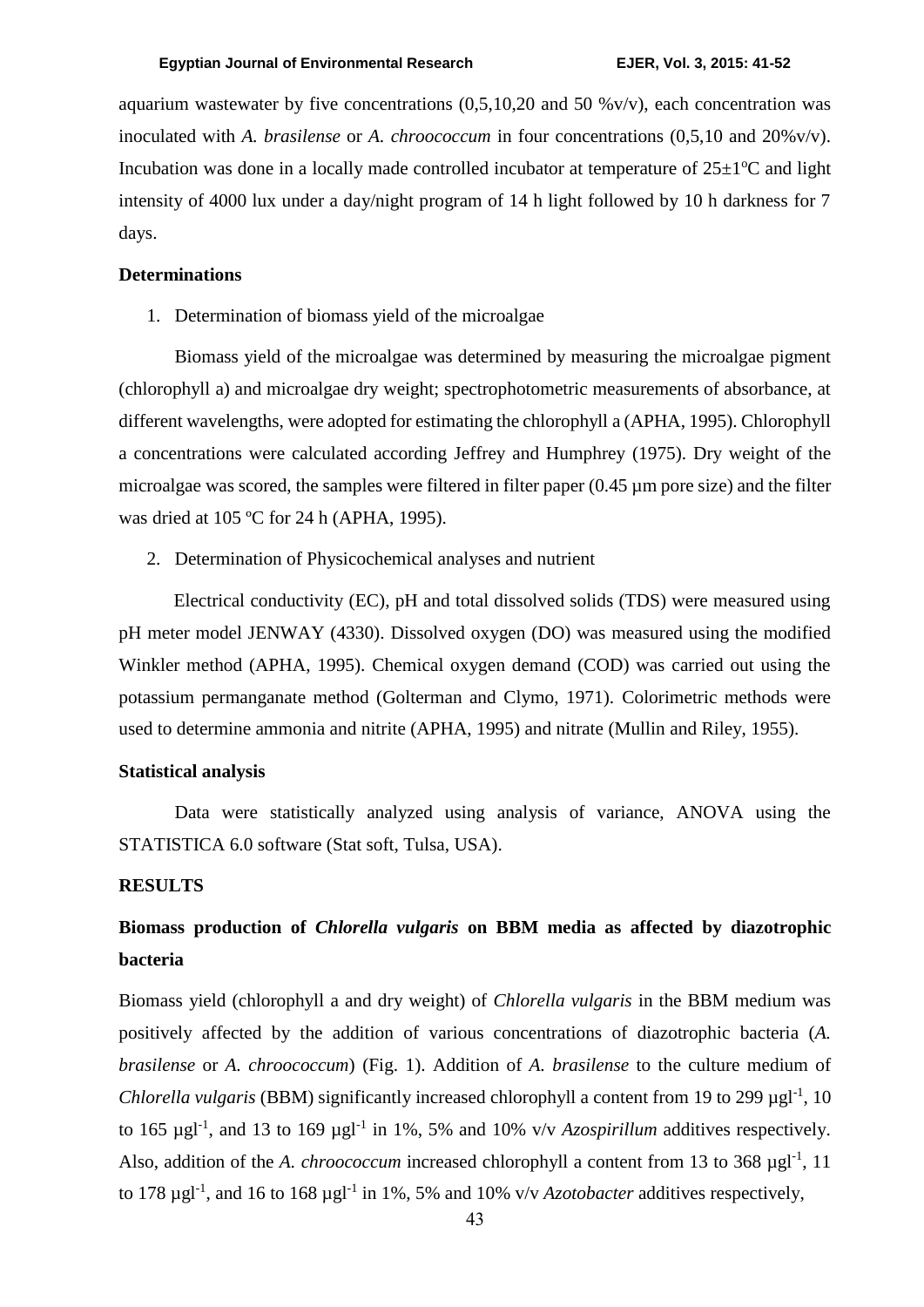aquarium wastewater by five concentrations (0,5,10,20 and 50 %v/v), each concentration was inoculated with *A. brasilense* or *A. chroococcum* in four concentrations (0,5,10 and 20%v/v). Incubation was done in a locally made controlled incubator at temperature of 25±1ºC and light intensity of 4000 lux under a day/night program of 14 h light followed by 10 h darkness for 7 days.

## Determinations

1. Determination of biomass yield of the microalgae

Biomass yield of the microalgae was determined by measuring the microalgae pigment (chlorophyll a) and microalgae dry weight; spectrophotometric measurements of absorbance, at different wavelengths, were adopted for estimating the chlorophyll a (APHA, 1995). Chlorophyll a concentrations were calculated according Jeffrey and Humphrey (1975). Dry weight of the microalgae was scored, the samples were filtered in filter paper (0.45 µm pore size) and the filter was dried at 105 ºC for 24 h (APHA, 1995).

2. Determination of Physicochemical analyses and nutrient

Electrical conductivity (EC), pH and total dissolved solids (TDS) were measured using pH meter model JENWAY (4330). Dissolved oxygen (DO) was measured using the modified Winkler method (APHA, 1995). Chemical oxygen demand (COD) was carried out using the potassium permanganate method (Golterman and Clymo, 1971). Colorimetric methods were used to determine ammonia and nitrite (APHA, 1995) and nitrate (Mullin and Riley, 1955).

## Statistical analysis

Data were statistically analyzed using analysis of variance, ANOVA using the STATISTICA 6.0 software (Stat soft, Tulsa, USA).

## RESULTS

### Biomass production of *Chlorella vulgaris* on BBM media as affected by diazotrophic bacteria

Biomass yield (chlorophyll a and dry weight) of *Chlorella vulgaris* in the BBM medium was positively affected by the addition of various concentrations of diazotrophic bacteria (*A. brasilense* or *A. chroococcum*) (Fig. 1). Addition of *A. brasilense* to the culture medium of *Chlorella vulgaris* (BBM) significantly increased chlorophyll a content from 19 to 299 $\mu g l^{-1}$, 10 to 165 $\mu g l^{-1}$, and 13 to 169 $\mu g l^{-1}$ in 1%, 5% and 10% v/v *Azospirillum* additives respectively. Also, addition of the *A. chroococcum* increased chlorophyll a content from 13 to 368 $\mu g l^{-1}$, 11 to 178 $\mu g l^{-1}$, and 16 to 168 $\mu g l^{-1}$ in 1%, 5% and 10% v/v *Azotobacter* additives respectively,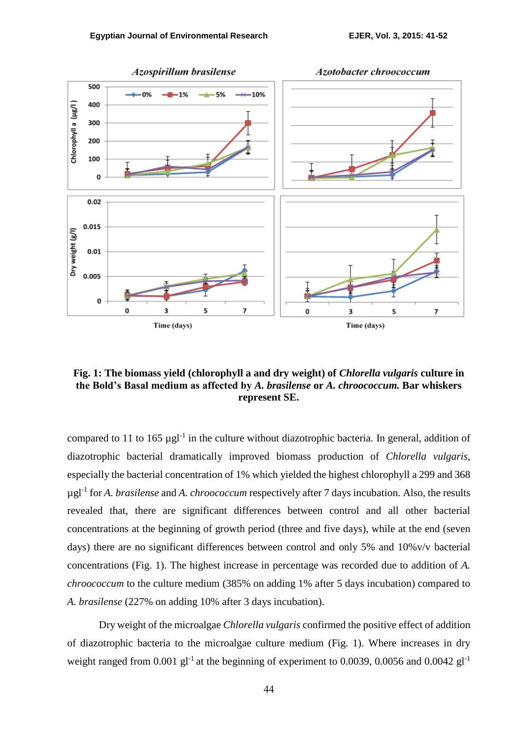**Fig. 1: The biomass yield (chlorophyll a and dry weight) of *Chlorella vulgaris* culture in the Bold's Basal medium as affected by *A. brasilense* or *A. chroococcum*. Bar whiskers represent SE.**

compared to 11 to 165 $\mu g l^{-1}$ in the culture without diazotrophic bacteria. In general, addition of diazotrophic bacterial dramatically improved biomass production of *Chlorella vulgaris*, especially the bacterial concentration of 1% which yielded the highest chlorophyll a 299 and 368 $\mu g l^{-1}$ for *A. brasilense* and *A. chroococcum* respectively after 7 days incubation. Also, the results revealed that, there are significant differences between control and all other bacterial concentrations at the beginning of growth period (three and five days), while at the end (seven days) there are no significant differences between control and only 5% and 10%v/v bacterial concentrations (Fig. 1). The highest increase in percentage was recorded due to addition of *A. chroococcum* to the culture medium (385% on adding 1% after 5 days incubation) compared to *A. brasilense* (227% on adding 10% after 3 days incubation).

Dry weight of the microalgae *Chlorella vulgaris* confirmed the positive effect of addition of diazotrophic bacteria to the microalgae culture medium (Fig. 1). Where increases in dry weight ranged from 0.001 $g l^{-1}$ at the beginning of experiment to 0.0039, 0.0056 and 0.0042 $g l^{-1}$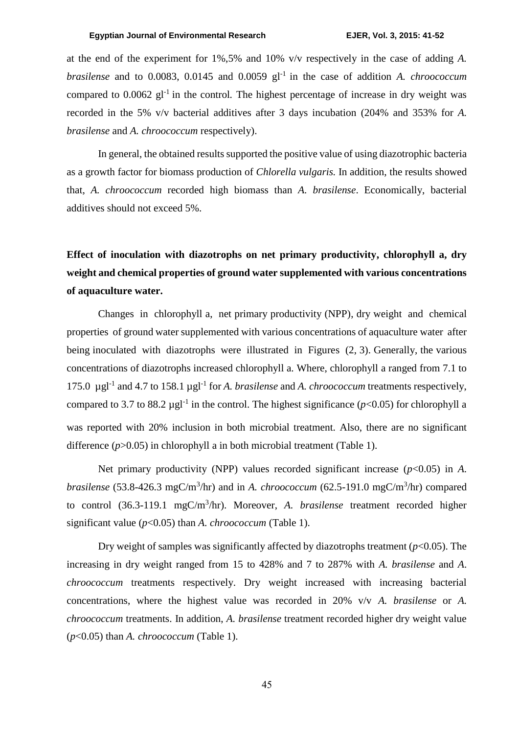at the end of the experiment for 1%,5% and 10% v/v respectively in the case of adding *A. brasilense* and to 0.0083, 0.0145 and 0.0059 $gl^{-1}$ in the case of addition *A. chroococcum* compared to 0.0062 $gl^{-1}$ in the control. The highest percentage of increase in dry weight was recorded in the 5% v/v bacterial additives after 3 days incubation (204% and 353% for *A. brasilense* and *A. chroococcum* respectively).

In general, the obtained results supported the positive value of using diazotrophic bacteria as a growth factor for biomass production of *Chlorella vulgaris.* In addition, the results showed that, *A. chroococcum* recorded high biomass than *A. brasilense*. Economically, bacterial additives should not exceed 5%.

**Effect of inoculation with diazotrophs on net primary productivity, chlorophyll a, dry weight and chemical properties of ground water supplemented with various concentrations of aquaculture water.**

Changes in chlorophyll a, net primary productivity (NPP), dry weight and chemical properties of ground water supplemented with various concentrations of aquaculture water after being inoculated with diazotrophs were illustrated in Figures (2, 3). Generally, the various concentrations of diazotrophs increased chlorophyll a. Where, chlorophyll a ranged from 7.1 to 175.0 $\mu gl^{-1}$ and 4.7 to 158.1 $\mu gl^{-1}$ for *A. brasilense* and *A. chroococcum* treatments respectively, compared to 3.7 to 88.2 $\mu gl^{-1}$ in the control. The highest significance ($p<0.05$) for chlorophyll a was reported with 20% inclusion in both microbial treatment. Also, there are no significant difference ($p>0.05$) in chlorophyll a in both microbial treatment (Table 1).

Net primary productivity (NPP) values recorded significant increase ($p<0.05$) in *A. brasilense* (53.8-426.3 mgC/$m^3$/hr) and in *A. chroococcum* (62.5-191.0 mgC/$m^3$/hr) compared to control (36.3-119.1 mgC/$m^3$/hr). Moreover, *A. brasilense* treatment recorded higher significant value ($p<0.05$) than *A. chroococcum* (Table 1).

Dry weight of samples was significantly affected by diazotrophs treatment ($p<0.05$). The increasing in dry weight ranged from 15 to 428% and 7 to 287% with *A. brasilense* and *A. chroococcum* treatments respectively. Dry weight increased with increasing bacterial concentrations, where the highest value was recorded in 20% v/v *A. brasilense* or *A. chroococcum* treatments. In addition, *A. brasilense* treatment recorded higher dry weight value ($p<0.05$) than *A. chroococcum* (Table 1).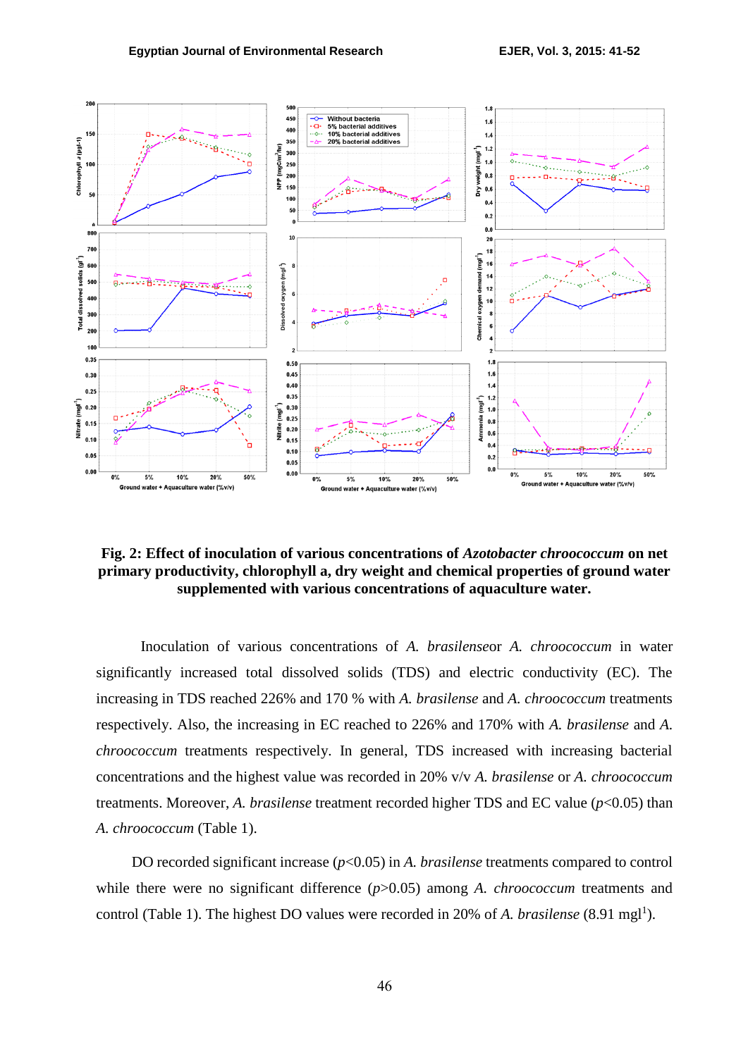**Fig. 2: Effect of inoculation of various concentrations of *Azotobacter chroococcum* on net primary productivity, chlorophyll a, dry weight and chemical properties of ground water supplemented with various concentrations of aquaculture water.**

Inoculation of various concentrations of *A. brasilense*or *A. chroococcum* in water significantly increased total dissolved solids (TDS) and electric conductivity (EC). The increasing in TDS reached 226% and 170 % with *A. brasilense* and *A. chroococcum* treatments respectively. Also, the increasing in EC reached to 226% and 170% with *A. brasilense* and *A. chroococcum* treatments respectively. In general, TDS increased with increasing bacterial concentrations and the highest value was recorded in 20% v/v *A. brasilense* or *A. chroococcum* treatments. Moreover, *A. brasilense* treatment recorded higher TDS and EC value ($p$<0.05) than *A. chroococcum* (Table 1).

DO recorded significant increase ($p$<0.05) in *A. brasilense* treatments compared to control while there were no significant difference ($p$>0.05) among *A. chroococcum* treatments and control (Table 1). The highest DO values were recorded in 20% of *A. brasilense* (8.91 $mgl^{1}$).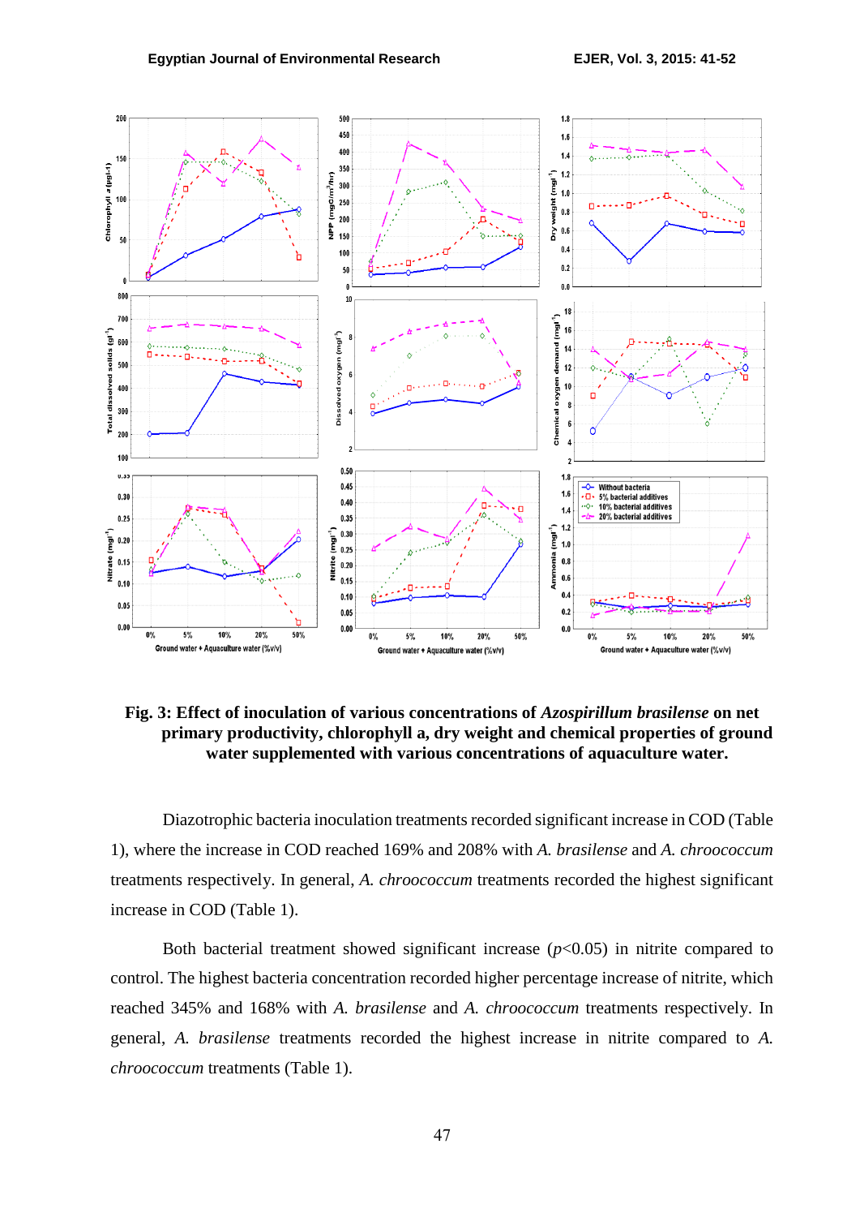**Fig. 3: Effect of inoculation of various concentrations of *Azospirillum brasilense* on net primary productivity, chlorophyll a, dry weight and chemical properties of ground water supplemented with various concentrations of aquaculture water.**

Diazotrophic bacteria inoculation treatments recorded significant increase in COD (Table 1), where the increase in COD reached 169% and 208% with *A. brasilense* and *A. chroococcum* treatments respectively. In general, *A. chroococcum* treatments recorded the highest significant increase in COD (Table 1).

Both bacterial treatment showed significant increase ($p<0.05$) in nitrite compared to control. The highest bacteria concentration recorded higher percentage increase of nitrite, which reached 345% and 168% with *A. brasilense* and *A. chroococcum* treatments respectively. In general, *A. brasilense* treatments recorded the highest increase in nitrite compared to *A. chroococcum* treatments (Table 1).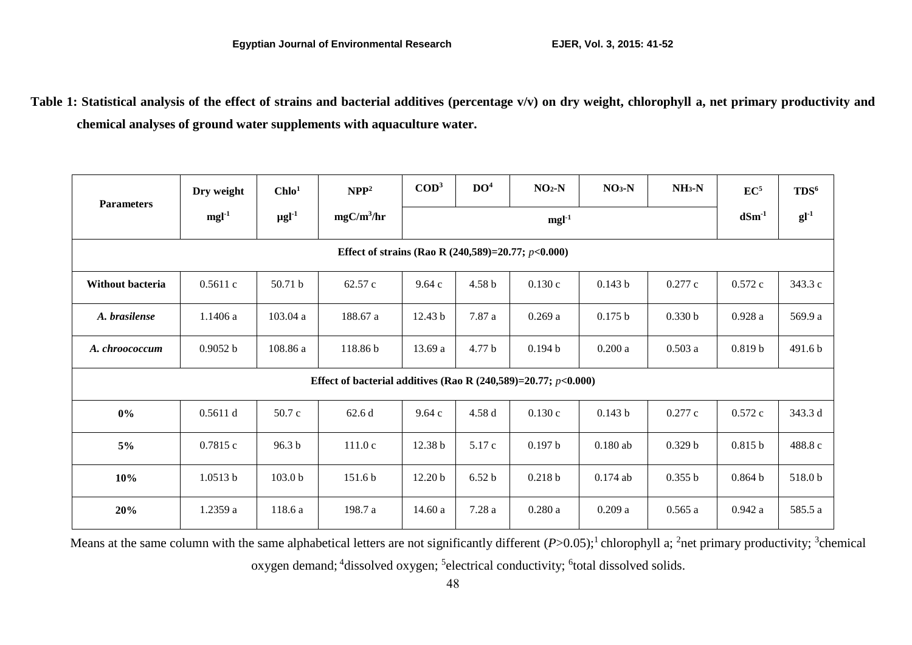**Table 1: Statistical analysis of the effect of strains and bacterial additives (percentage v/v) on dry weight, chlorophyll a, net primary productivity and chemical analyses of ground water supplements with aquaculture water.**

| Parameters | Dry weight | Chlo[1] | NPP[2] | COD[3] | DO[4] | $NO_2$-N | $NO_3$-N | $NH_3$-N | EC[5] | TDS[6] |
|---|---|---|---|---|---|---|---|---|---|---|
| | $mgl^{-1}$ | $\mu gl^{-1}$ | $mgC/m^3/hr$ | $mgl^{-1}$ | | | | | $dSm^{-1}$ | $gl^{-1}$ |
| **Effect of strains (Rao R (240,589)=20.77; $p$<0.000)** | | | | | | | | | | |
| **Without bacteria** | 0.5611 c | 50.71 b | 62.57 c | 9.64 c | 4.58 b | 0.130 c | 0.143 b | 0.277 c | 0.572 c | 343.3 c |
| ***A. brasilense*** | 1.1406 a | 103.04 a | 188.67 a | 12.43 b | 7.87 a | 0.269 a | 0.175 b | 0.330 b | 0.928 a | 569.9 a |
| ***A. chroococcum*** | 0.9052 b | 108.86 a | 118.86 b | 13.69 a | 4.77 b | 0.194 b | 0.200 a | 0.503 a | 0.819 b | 491.6 b |
| **Effect of bacterial additives (Rao R (240,589)=20.77; $p$<0.000)** | | | | | | | | | | |
| **0%** | 0.5611 d | 50.7 c | 62.6 d | 9.64 c | 4.58 d | 0.130 c | 0.143 b | 0.277 c | 0.572 c | 343.3 d |
| **5%** | 0.7815 c | 96.3 b | 111.0 c | 12.38 b | 5.17 c | 0.197 b | 0.180 ab | 0.329 b | 0.815 b | 488.8 c |
| **10%** | 1.0513 b | 103.0 b | 151.6 b | 12.20 b | 6.52 b | 0.218 b | 0.174 ab | 0.355 b | 0.864 b | 518.0 b |
| **20%** | 1.2359 a | 118.6 a | 198.7 a | 14.60 a | 7.28 a | 0.280 a | 0.209 a | 0.565 a | 0.942 a | 585.5 a |

Means at the same column with the same alphabetical letters are not significantly different ($P$>0.05);[1] chlorophyll a; [2]net primary productivity; [3]chemical oxygen demand; [4]dissolved oxygen; [5]electrical conductivity; [6]total dissolved solids.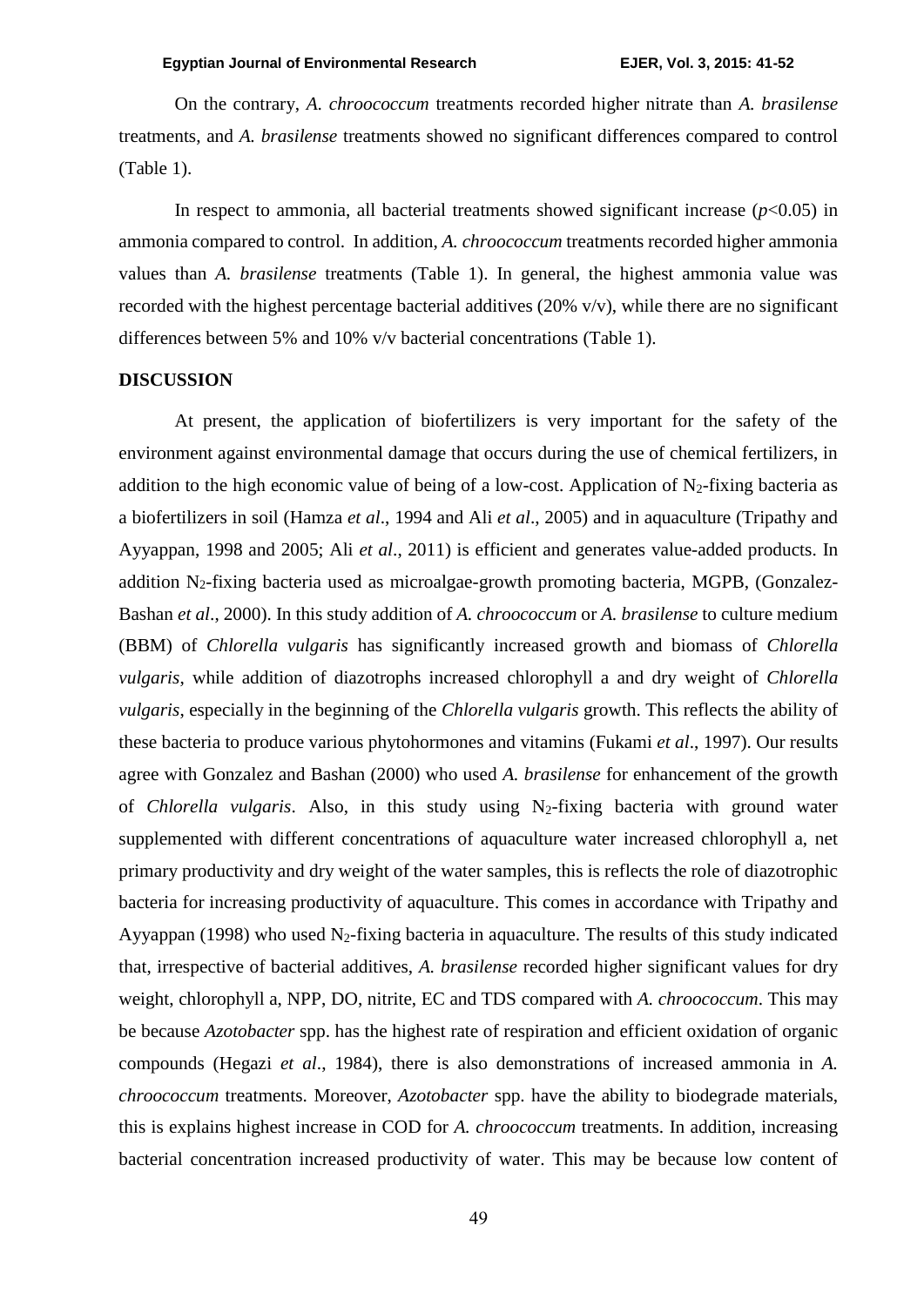On the contrary, *A. chroococcum* treatments recorded higher nitrate than *A. brasilense* treatments, and *A. brasilense* treatments showed no significant differences compared to control (Table 1).

In respect to ammonia, all bacterial treatments showed significant increase ($p$<0.05) in ammonia compared to control. In addition, *A. chroococcum* treatments recorded higher ammonia values than *A. brasilense* treatments (Table 1). In general, the highest ammonia value was recorded with the highest percentage bacterial additives (20% v/v), while there are no significant differences between 5% and 10% v/v bacterial concentrations (Table 1).

## DISCUSSION

At present, the application of biofertilizers is very important for the safety of the environment against environmental damage that occurs during the use of chemical fertilizers, in addition to the high economic value of being of a low-cost. Application of $N_2$-fixing bacteria as a biofertilizers in soil (Hamza *et al*., 1994 and Ali *et al*., 2005) and in aquaculture (Tripathy and Ayyappan, 1998 and 2005; Ali *et al*., 2011) is efficient and generates value-added products. In addition $N_2$-fixing bacteria used as microalgae-growth promoting bacteria, MGPB, (Gonzalez-Bashan *et al*., 2000). In this study addition of *A. chroococcum* or *A. brasilense* to culture medium (BBM) of *Chlorella vulgaris* has significantly increased growth and biomass of *Chlorella vulgaris*, while addition of diazotrophs increased chlorophyll a and dry weight of *Chlorella vulgaris*, especially in the beginning of the *Chlorella vulgaris* growth. This reflects the ability of these bacteria to produce various phytohormones and vitamins (Fukami *et al*., 1997). Our results agree with Gonzalez and Bashan (2000) who used *A. brasilense* for enhancement of the growth of *Chlorella vulgaris*. Also, in this study using $N_2$-fixing bacteria with ground water supplemented with different concentrations of aquaculture water increased chlorophyll a, net primary productivity and dry weight of the water samples, this is reflects the role of diazotrophic bacteria for increasing productivity of aquaculture. This comes in accordance with Tripathy and Ayyappan (1998) who used $N_2$-fixing bacteria in aquaculture. The results of this study indicated that, irrespective of bacterial additives, *A. brasilense* recorded higher significant values for dry weight, chlorophyll a, NPP, DO, nitrite, EC and TDS compared with *A. chroococcum*. This may be because *Azotobacter* spp. has the highest rate of respiration and efficient oxidation of organic compounds (Hegazi *et al*., 1984), there is also demonstrations of increased ammonia in *A. chroococcum* treatments. Moreover, *Azotobacter* spp. have the ability to biodegrade materials, this is explains highest increase in COD for *A. chroococcum* treatments. In addition, increasing bacterial concentration increased productivity of water. This may be because low content of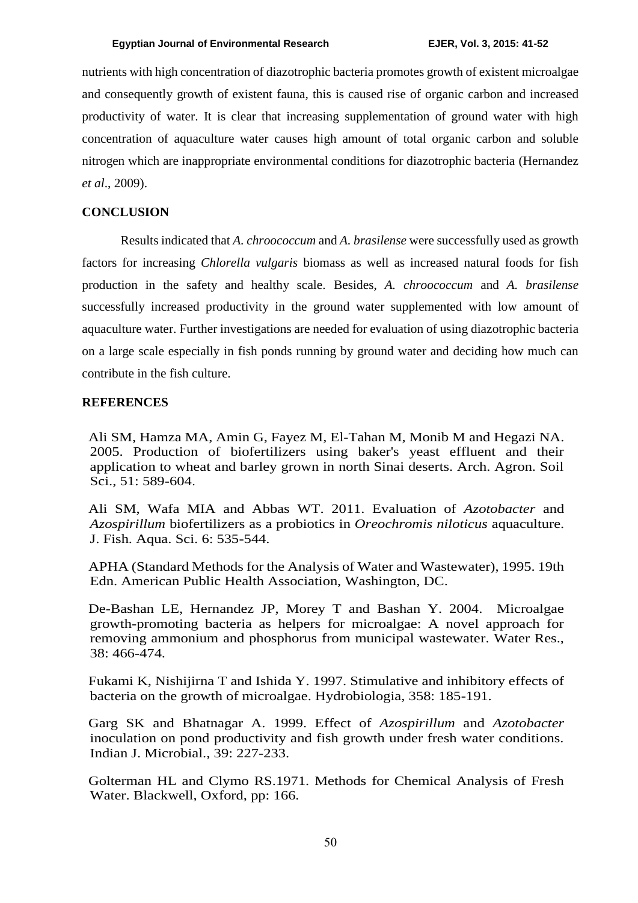nutrients with high concentration of diazotrophic bacteria promotes growth of existent microalgae and consequently growth of existent fauna, this is caused rise of organic carbon and increased productivity of water. It is clear that increasing supplementation of ground water with high concentration of aquaculture water causes high amount of total organic carbon and soluble nitrogen which are inappropriate environmental conditions for diazotrophic bacteria (Hernandez *et al*., 2009).

## CONCLUSION

Results indicated that *A. chroococcum* and *A. brasilense* were successfully used as growth factors for increasing *Chlorella vulgaris* biomass as well as increased natural foods for fish production in the safety and healthy scale. Besides, *A. chroococcum* and *A. brasilense* successfully increased productivity in the ground water supplemented with low amount of aquaculture water. Further investigations are needed for evaluation of using diazotrophic bacteria on a large scale especially in fish ponds running by ground water and deciding how much can contribute in the fish culture.

## REFERENCES

Ali SM, Hamza MA, Amin G, Fayez M, El-Tahan M, Monib M and Hegazi NA. 2005. Production of biofertilizers using baker's yeast effluent and their application to wheat and barley grown in north Sinai deserts. Arch. Agron. Soil Sci., 51: 589-604.

Ali SM, Wafa MIA and Abbas WT. 2011. Evaluation of *Azotobacter* and *Azospirillum* biofertilizers as a probiotics in *Oreochromis niloticus* aquaculture. J. Fish. Aqua. Sci. 6: 535-544.

APHA (Standard Methods for the Analysis of Water and Wastewater), 1995. 19th Edn. American Public Health Association, Washington, DC.

De-Bashan LE, Hernandez JP, Morey T and Bashan Y. 2004. Microalgae growth-promoting bacteria as helpers for microalgae: A novel approach for removing ammonium and phosphorus from municipal wastewater. Water Res., 38: 466-474.

Fukami K, Nishijirna T and Ishida Y. 1997. Stimulative and inhibitory effects of bacteria on the growth of microalgae. Hydrobiologia, 358: 185-191.

Garg SK and Bhatnagar A. 1999. Effect of *Azospirillum* and *Azotobacter* inoculation on pond productivity and fish growth under fresh water conditions. Indian J. Microbial., 39: 227-233.

Golterman HL and Clymo RS.1971. Methods for Chemical Analysis of Fresh Water. Blackwell, Oxford, pp: 166.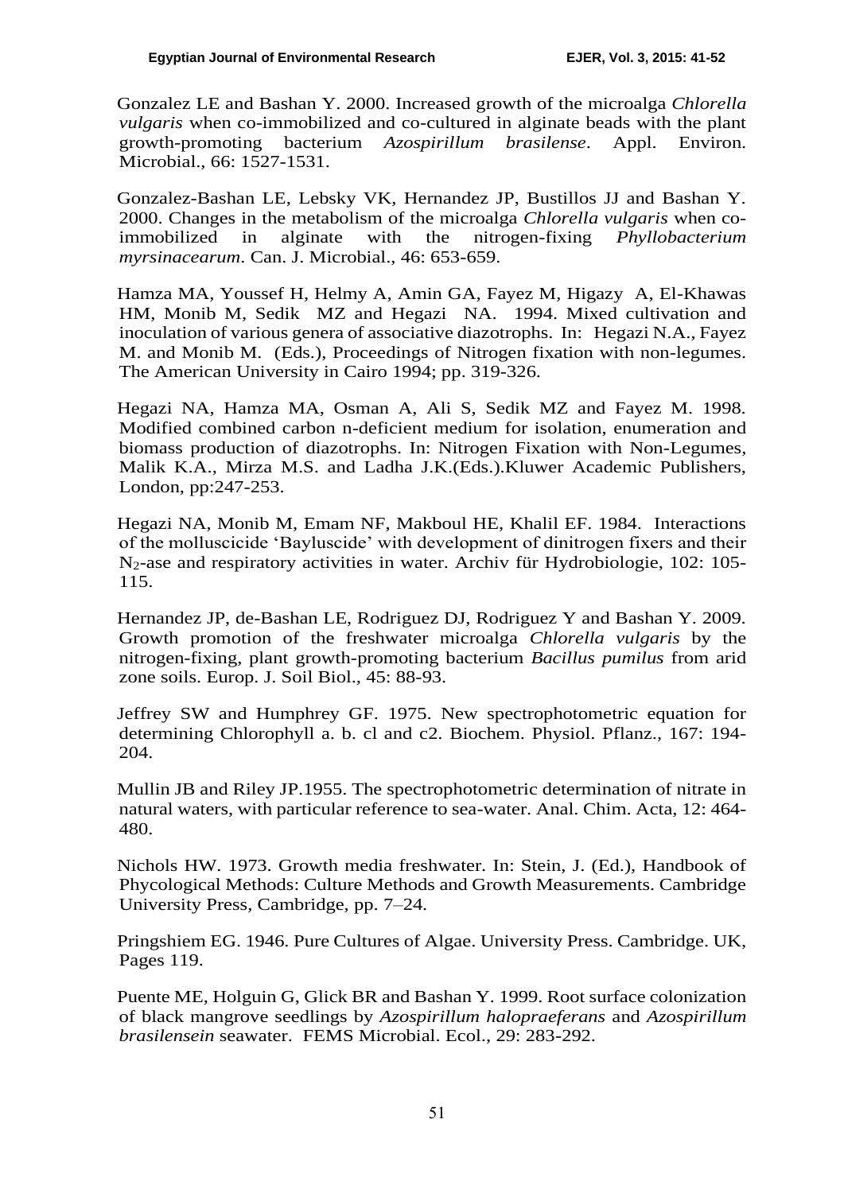Gonzalez LE and Bashan Y. 2000. Increased growth of the microalga *Chlorella vulgaris* when co-immobilized and co-cultured in alginate beads with the plant growth-promoting bacterium *Azospirillum brasilense*. Appl. Environ. Microbial., 66: 1527-1531.

Gonzalez-Bashan LE, Lebsky VK, Hernandez JP, Bustillos JJ and Bashan Y. 2000. Changes in the metabolism of the microalga *Chlorella vulgaris* when co-immobilized in alginate with the nitrogen-fixing *Phyllobacterium myrsinacearum*. Can. J. Microbial., 46: 653-659.

Hamza MA, Youssef H, Helmy A, Amin GA, Fayez M, Higazy A, El-Khawas HM, Monib M, Sedik MZ and Hegazi NA. 1994. Mixed cultivation and inoculation of various genera of associative diazotrophs. In: Hegazi N.A., Fayez M. and Monib M. (Eds.), Proceedings of Nitrogen fixation with non-legumes. The American University in Cairo 1994; pp. 319-326.

Hegazi NA, Hamza MA, Osman A, Ali S, Sedik MZ and Fayez M. 1998. Modified combined carbon n-deficient medium for isolation, enumeration and biomass production of diazotrophs. In: Nitrogen Fixation with Non-Legumes, Malik K.A., Mirza M.S. and Ladha J.K.(Eds.).Kluwer Academic Publishers, London, pp:247-253.

Hegazi NA, Monib M, Emam NF, Makboul HE, Khalil EF. 1984. Interactions of the molluscicide 'Bayluscide' with development of dinitrogen fixers and their $N_2$-ase and respiratory activities in water. Archiv für Hydrobiologie, 102: 105-115.

Hernandez JP, de-Bashan LE, Rodriguez DJ, Rodriguez Y and Bashan Y. 2009. Growth promotion of the freshwater microalga *Chlorella vulgaris* by the nitrogen-fixing, plant growth-promoting bacterium *Bacillus pumilus* from arid zone soils. Europ. J. Soil Biol., 45: 88-93.

Jeffrey SW and Humphrey GF. 1975. New spectrophotometric equation for determining Chlorophyll a. b. cl and c2. Biochem. Physiol. Pflanz., 167: 194-204.

Mullin JB and Riley JP.1955. The spectrophotometric determination of nitrate in natural waters, with particular reference to sea-water. Anal. Chim. Acta, 12: 464-480.

Nichols HW. 1973. Growth media freshwater. In: Stein, J. (Ed.), Handbook of Phycological Methods: Culture Methods and Growth Measurements. Cambridge University Press, Cambridge, pp. 7–24.

Pringshiem EG. 1946. Pure Cultures of Algae. University Press. Cambridge. UK, Pages 119.

Puente ME, Holguin G, Glick BR and Bashan Y. 1999. Root surface colonization of black mangrove seedlings by *Azospirillum halopraeferans* and *Azospirillum brasilensein* seawater. FEMS Microbial. Ecol., 29: 283-292.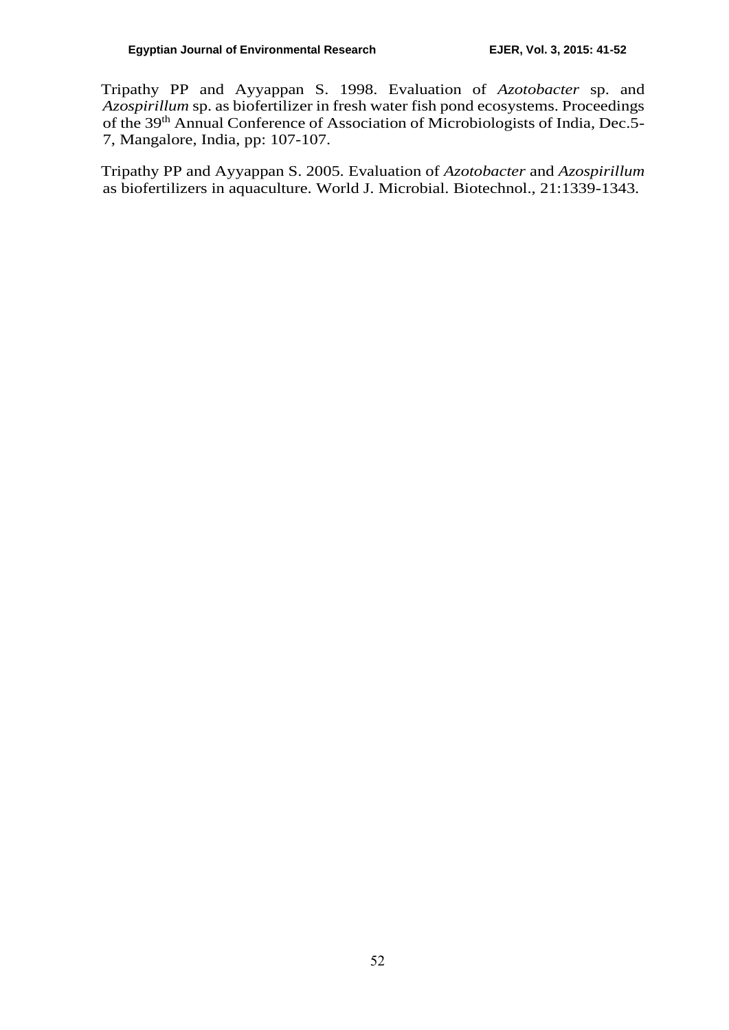Tripathy PP and Ayyappan S. 1998. Evaluation of *Azotobacter* sp. and *Azospirillum* sp. as biofertilizer in fresh water fish pond ecosystems. Proceedings of the $39^{th}$ Annual Conference of Association of Microbiologists of India, Dec.5-7, Mangalore, India, pp: 107-107.

Tripathy PP and Ayyappan S. 2005. Evaluation of *Azotobacter* and *Azospirillum* as biofertilizers in aquaculture. World J. Microbial. Biotechnol., 21:1339-1343.